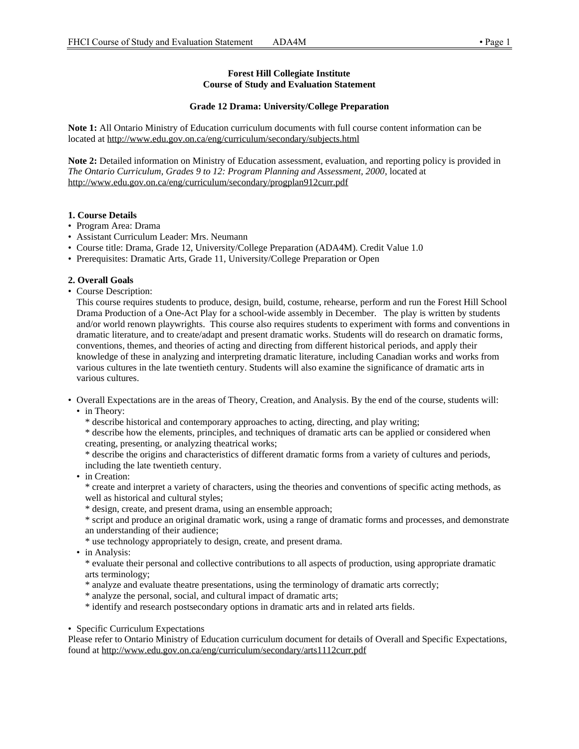**Forest Hill Collegiate Institute**
**Course of Study and Evaluation Statement**

**Grade 12 Drama: University/College Preparation**

**Note 1:** All Ontario Ministry of Education curriculum documents with full course content information can be located at http://www.edu.gov.on.ca/eng/curriculum/secondary/subjects.html

**Note 2:** Detailed information on Ministry of Education assessment, evaluation, and reporting policy is provided in *The Ontario Curriculum, Grades 9 to 12: Program Planning and Assessment, 2000*, located at http://www.edu.gov.on.ca/eng/curriculum/secondary/progplan912curr.pdf

**1. Course Details**

- Program Area: Drama
- Assistant Curriculum Leader: Mrs. Neumann
- Course title: Drama, Grade 12, University/College Preparation (ADA4M). Credit Value 1.0
- Prerequisites: Dramatic Arts, Grade 11, University/College Preparation or Open

**2. Overall Goals**

- Course Description:
  This course requires students to produce, design, build, costume, rehearse, perform and run the Forest Hill School Drama Production of a One-Act Play for a school-wide assembly in December. The play is written by students and/or world renown playwrights. This course also requires students to experiment with forms and conventions in dramatic literature, and to create/adapt and present dramatic works. Students will do research on dramatic forms, conventions, themes, and theories of acting and directing from different historical periods, and apply their knowledge of these in analyzing and interpreting dramatic literature, including Canadian works and works from various cultures in the late twentieth century. Students will also examine the significance of dramatic arts in various cultures.

- Overall Expectations are in the areas of Theory, Creation, and Analysis. By the end of the course, students will:
  - in Theory:
    * describe historical and contemporary approaches to acting, directing, and play writing;
    * describe how the elements, principles, and techniques of dramatic arts can be applied or considered when creating, presenting, or analyzing theatrical works;
    * describe the origins and characteristics of different dramatic forms from a variety of cultures and periods, including the late twentieth century.
  - in Creation:
    * create and interpret a variety of characters, using the theories and conventions of specific acting methods, as well as historical and cultural styles;
    * design, create, and present drama, using an ensemble approach;
    * script and produce an original dramatic work, using a range of dramatic forms and processes, and demonstrate an understanding of their audience;
    * use technology appropriately to design, create, and present drama.
  - in Analysis:
    * evaluate their personal and collective contributions to all aspects of production, using appropriate dramatic arts terminology;
    * analyze and evaluate theatre presentations, using the terminology of dramatic arts correctly;
    * analyze the personal, social, and cultural impact of dramatic arts;
    * identify and research postsecondary options in dramatic arts and in related arts fields.

- Specific Curriculum Expectations

Please refer to Ontario Ministry of Education curriculum document for details of Overall and Specific Expectations, found at http://www.edu.gov.on.ca/eng/curriculum/secondary/arts1112curr.pdf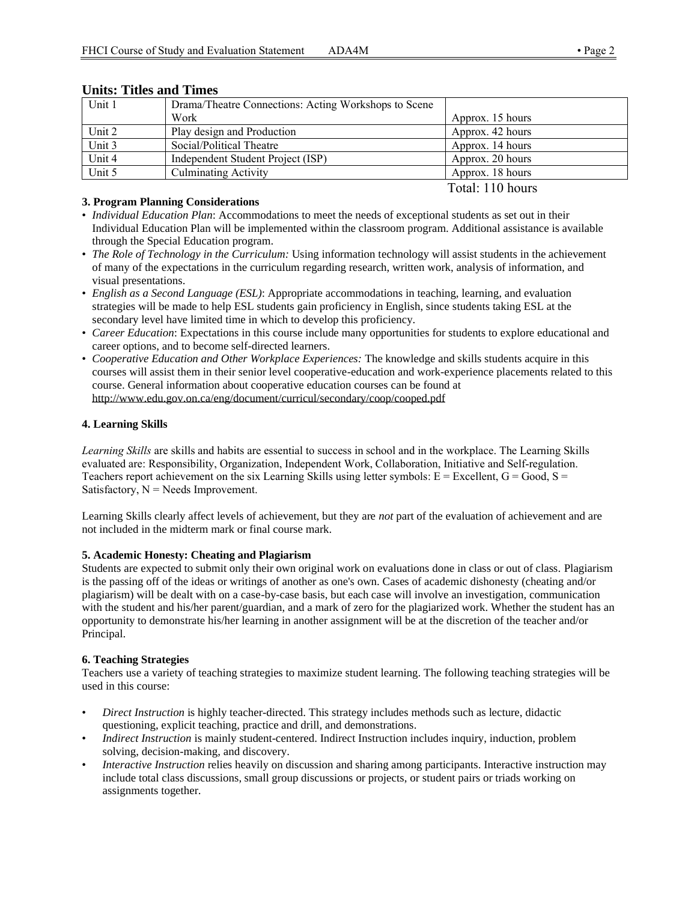## Units: Titles and Times

| Unit | Title | Time |
|---|---|---|
| Unit 1 | Drama/Theatre Connections: Acting Workshops to Scene Work | Approx. 15 hours |
| Unit 2 | Play design and Production | Approx. 42 hours |
| Unit 3 | Social/Political Theatre | Approx. 14 hours |
| Unit 4 | Independent Student Project (ISP) | Approx. 20 hours |
| Unit 5 | Culminating Activity | Approx. 18 hours |
| | | Total: 110 hours |

### 3. Program Planning Considerations

- *Individual Education Plan*: Accommodations to meet the needs of exceptional students as set out in their Individual Education Plan will be implemented within the classroom program. Additional assistance is available through the Special Education program.
- *The Role of Technology in the Curriculum:* Using information technology will assist students in the achievement of many of the expectations in the curriculum regarding research, written work, analysis of information, and visual presentations.
- *English as a Second Language (ESL)*: Appropriate accommodations in teaching, learning, and evaluation strategies will be made to help ESL students gain proficiency in English, since students taking ESL at the secondary level have limited time in which to develop this proficiency.
- *Career Education*: Expectations in this course include many opportunities for students to explore educational and career options, and to become self-directed learners.
- *Cooperative Education and Other Workplace Experiences:* The knowledge and skills students acquire in this courses will assist them in their senior level cooperative-education and work-experience placements related to this course. General information about cooperative education courses can be found at http://www.edu.gov.on.ca/eng/document/curricul/secondary/coop/cooped.pdf

### 4. Learning Skills

*Learning Skills* are skills and habits are essential to success in school and in the workplace. The Learning Skills evaluated are: Responsibility, Organization, Independent Work, Collaboration, Initiative and Self-regulation. Teachers report achievement on the six Learning Skills using letter symbols: E = Excellent, G = Good, S = Satisfactory, N = Needs Improvement.

Learning Skills clearly affect levels of achievement, but they are *not* part of the evaluation of achievement and are not included in the midterm mark or final course mark.

### 5. Academic Honesty: Cheating and Plagiarism

Students are expected to submit only their own original work on evaluations done in class or out of class. Plagiarism is the passing off of the ideas or writings of another as one's own. Cases of academic dishonesty (cheating and/or plagiarism) will be dealt with on a case-by-case basis, but each case will involve an investigation, communication with the student and his/her parent/guardian, and a mark of zero for the plagiarized work. Whether the student has an opportunity to demonstrate his/her learning in another assignment will be at the discretion of the teacher and/or Principal.

### 6. Teaching Strategies

Teachers use a variety of teaching strategies to maximize student learning. The following teaching strategies will be used in this course:

- *Direct Instruction* is highly teacher-directed. This strategy includes methods such as lecture, didactic questioning, explicit teaching, practice and drill, and demonstrations.
- *Indirect Instruction* is mainly student-centered. Indirect Instruction includes inquiry, induction, problem solving, decision-making, and discovery.
- *Interactive Instruction* relies heavily on discussion and sharing among participants. Interactive instruction may include total class discussions, small group discussions or projects, or student pairs or triads working on assignments together.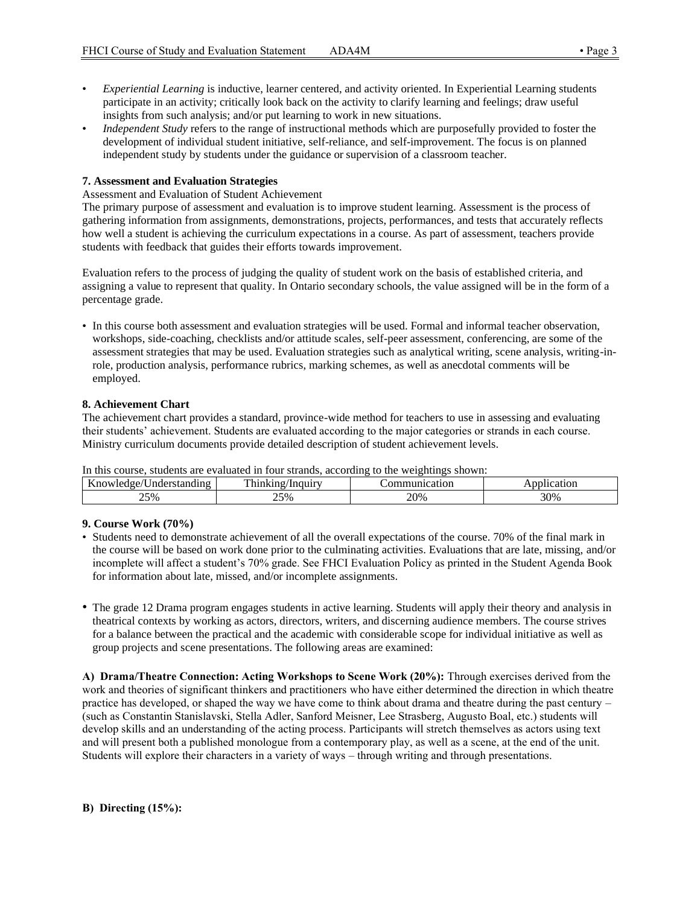- *Experiential Learning* is inductive, learner centered, and activity oriented. In Experiential Learning students participate in an activity; critically look back on the activity to clarify learning and feelings; draw useful insights from such analysis; and/or put learning to work in new situations.
- *Independent Study* refers to the range of instructional methods which are purposefully provided to foster the development of individual student initiative, self-reliance, and self-improvement. The focus is on planned independent study by students under the guidance or supervision of a classroom teacher.

**7. Assessment and Evaluation Strategies**

Assessment and Evaluation of Student Achievement

The primary purpose of assessment and evaluation is to improve student learning. Assessment is the process of gathering information from assignments, demonstrations, projects, performances, and tests that accurately reflects how well a student is achieving the curriculum expectations in a course. As part of assessment, teachers provide students with feedback that guides their efforts towards improvement.

Evaluation refers to the process of judging the quality of student work on the basis of established criteria, and assigning a value to represent that quality. In Ontario secondary schools, the value assigned will be in the form of a percentage grade.

- In this course both assessment and evaluation strategies will be used. Formal and informal teacher observation, workshops, side-coaching, checklists and/or attitude scales, self-peer assessment, conferencing, are some of the assessment strategies that may be used. Evaluation strategies such as analytical writing, scene analysis, writing-in-role, production analysis, performance rubrics, marking schemes, as well as anecdotal comments will be employed.

**8. Achievement Chart**

The achievement chart provides a standard, province-wide method for teachers to use in assessing and evaluating their students' achievement. Students are evaluated according to the major categories or strands in each course. Ministry curriculum documents provide detailed description of student achievement levels.

In this course, students are evaluated in four strands, according to the weightings shown:

| Knowledge/Understanding | Thinking/Inquiry | Communication | Application |
|---|---|---|---|
| 25% | 25% | 20% | 30% |

**9. Course Work (70%)**

- Students need to demonstrate achievement of all the overall expectations of the course. 70% of the final mark in the course will be based on work done prior to the culminating activities. Evaluations that are late, missing, and/or incomplete will affect a student's 70% grade. See FHCI Evaluation Policy as printed in the Student Agenda Book for information about late, missed, and/or incomplete assignments.

- The grade 12 Drama program engages students in active learning. Students will apply their theory and analysis in theatrical contexts by working as actors, directors, writers, and discerning audience members. The course strives for a balance between the practical and the academic with considerable scope for individual initiative as well as group projects and scene presentations. The following areas are examined:

**A) Drama/Theatre Connection: Acting Workshops to Scene Work (20%):** Through exercises derived from the work and theories of significant thinkers and practitioners who have either determined the direction in which theatre practice has developed, or shaped the way we have come to think about drama and theatre during the past century – (such as Constantin Stanislavski, Stella Adler, Sanford Meisner, Lee Strasberg, Augusto Boal, etc.) students will develop skills and an understanding of the acting process. Participants will stretch themselves as actors using text and will present both a published monologue from a contemporary play, as well as a scene, at the end of the unit. Students will explore their characters in a variety of ways – through writing and through presentations.

**B) Directing (15%):**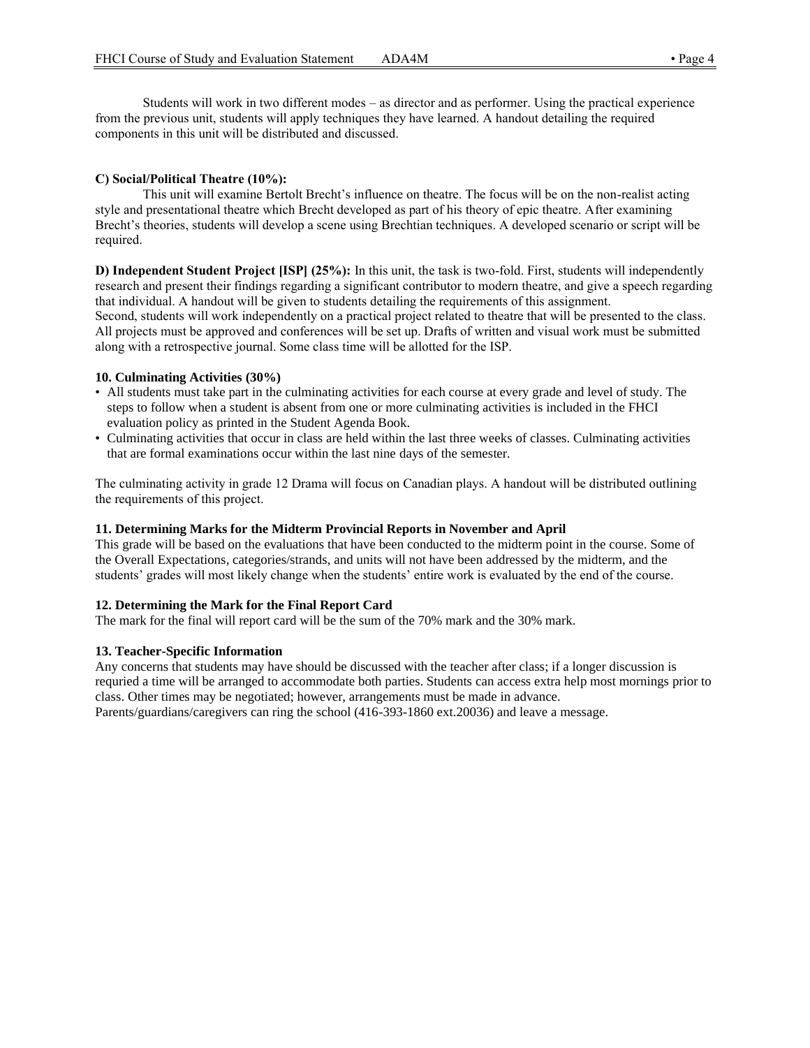Students will work in two different modes – as director and as performer. Using the practical experience from the previous unit, students will apply techniques they have learned. A handout detailing the required components in this unit will be distributed and discussed.

**C) Social/Political Theatre (10%):**

This unit will examine Bertolt Brecht's influence on theatre. The focus will be on the non-realist acting style and presentational theatre which Brecht developed as part of his theory of epic theatre. After examining Brecht's theories, students will develop a scene using Brechtian techniques. A developed scenario or script will be required.

**D) Independent Student Project [ISP] (25%):** In this unit, the task is two-fold. First, students will independently research and present their findings regarding a significant contributor to modern theatre, and give a speech regarding that individual. A handout will be given to students detailing the requirements of this assignment.
Second, students will work independently on a practical project related to theatre that will be presented to the class. All projects must be approved and conferences will be set up. Drafts of written and visual work must be submitted along with a retrospective journal. Some class time will be allotted for the ISP.

### 10. Culminating Activities (30%)

- All students must take part in the culminating activities for each course at every grade and level of study. The steps to follow when a student is absent from one or more culminating activities is included in the FHCI evaluation policy as printed in the Student Agenda Book.
- Culminating activities that occur in class are held within the last three weeks of classes. Culminating activities that are formal examinations occur within the last nine days of the semester.

The culminating activity in grade 12 Drama will focus on Canadian plays. A handout will be distributed outlining the requirements of this project.

### 11. Determining Marks for the Midterm Provincial Reports in November and April

This grade will be based on the evaluations that have been conducted to the midterm point in the course. Some of the Overall Expectations, categories/strands, and units will not have been addressed by the midterm, and the students' grades will most likely change when the students' entire work is evaluated by the end of the course.

### 12. Determining the Mark for the Final Report Card

The mark for the final will report card will be the sum of the 70% mark and the 30% mark.

### 13. Teacher-Specific Information

Any concerns that students may have should be discussed with the teacher after class; if a longer discussion is requried a time will be arranged to accommodate both parties. Students can access extra help most mornings prior to class. Other times may be negotiated; however, arrangements must be made in advance.
Parents/guardians/caregivers can ring the school (416-393-1860 ext.20036) and leave a message.